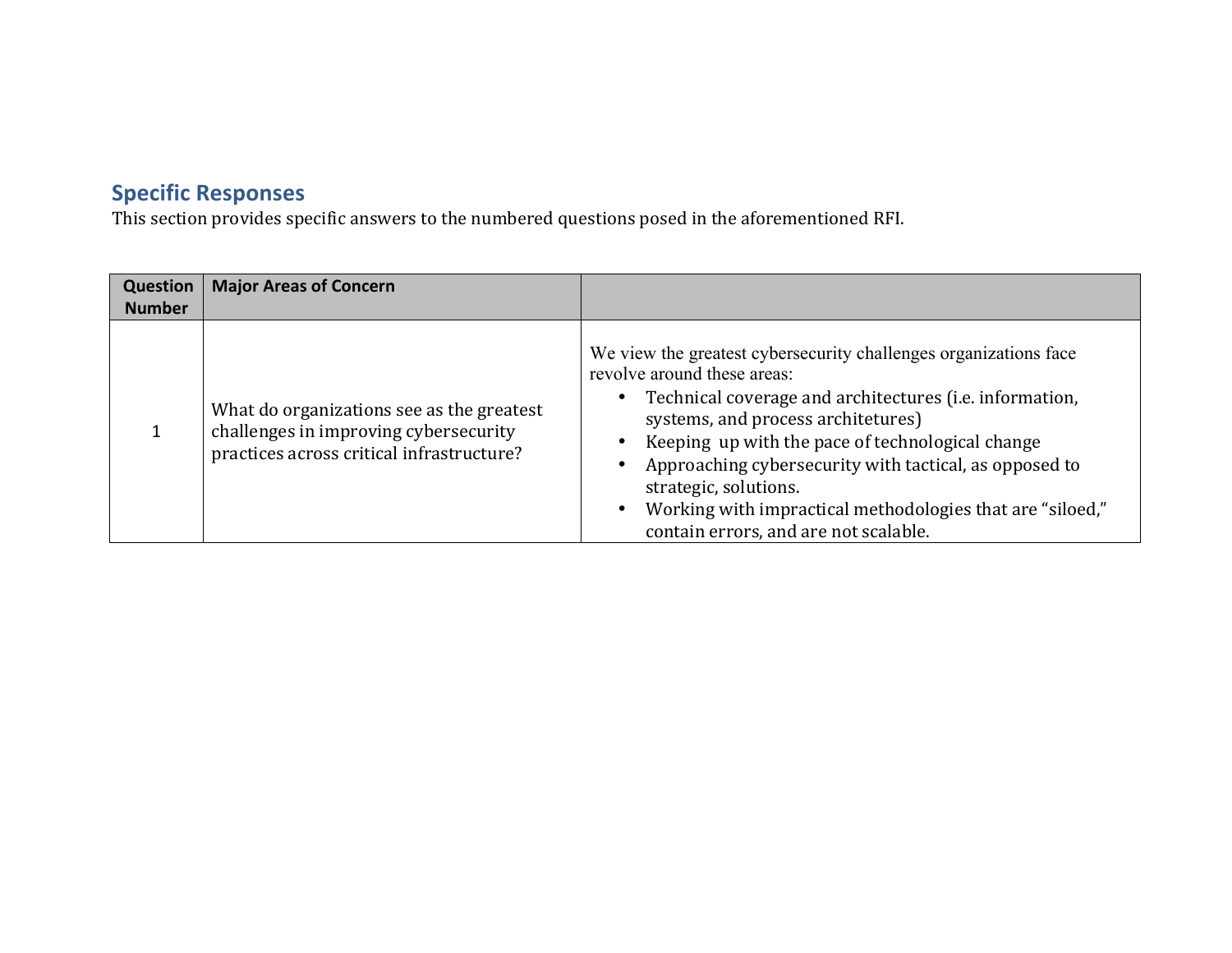## Specific Responses

This section provides specific answers to the numbered questions posed in the aforementioned RFI.

| Question Number | Major Areas of Concern | |
|---|---|---|
| 1 | What do organizations see as the greatest challenges in improving cybersecurity practices across critical infrastructure? | We view the greatest cybersecurity challenges organizations face revolve around these areas:<br>• Technical coverage and architectures (i.e. information, systems, and process architetures)<br>• Keeping up with the pace of technological change<br>• Approaching cybersecurity with tactical, as opposed to strategic, solutions.<br>• Working with impractical methodologies that are "siloed," contain errors, and are not scalable. |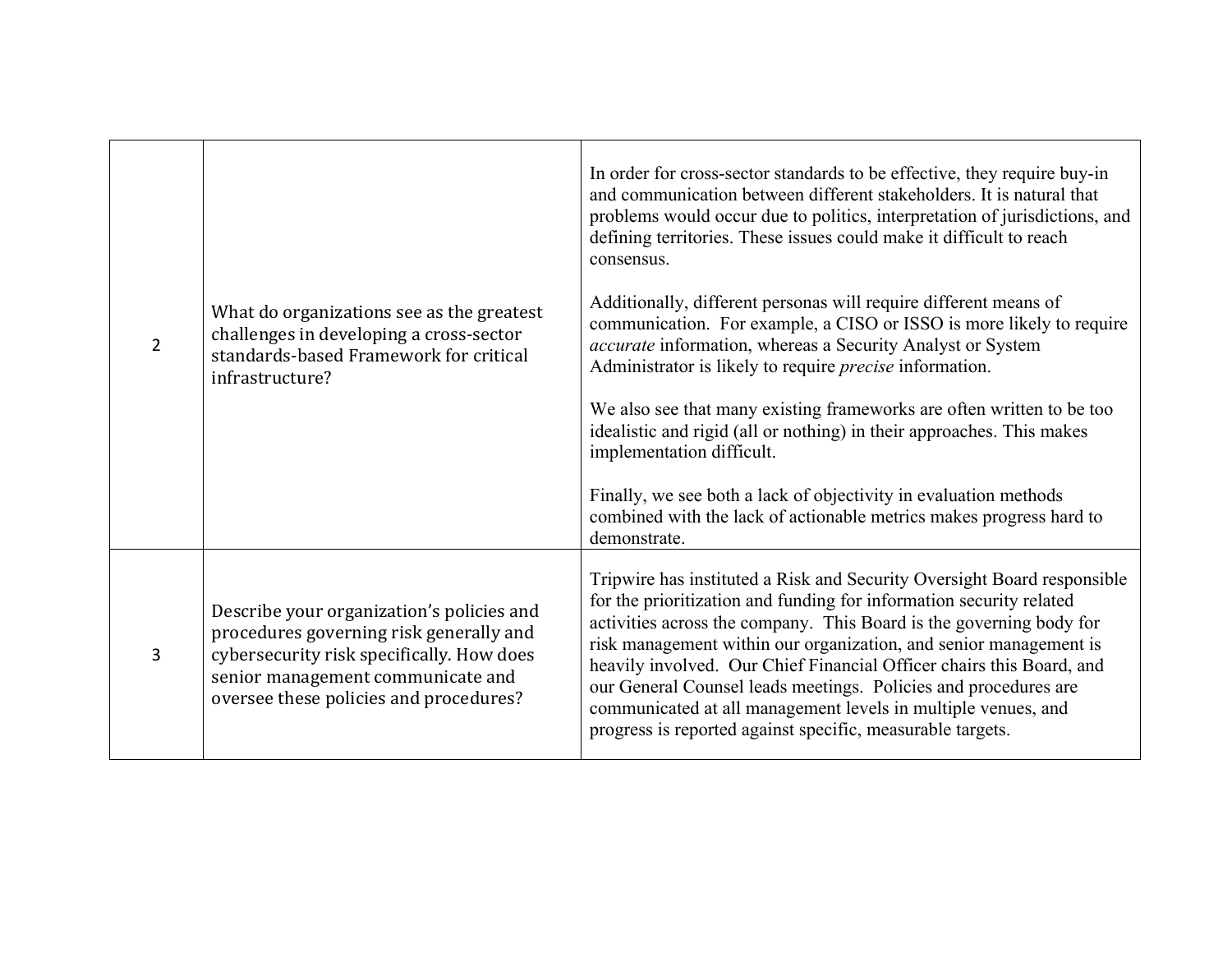| | | |
|---|---|---|
| 2 | What do organizations see as the greatest challenges in developing a cross-sector standards-based Framework for critical infrastructure? | In order for cross-sector standards to be effective, they require buy-in and communication between different stakeholders. It is natural that problems would occur due to politics, interpretation of jurisdictions, and defining territories. These issues could make it difficult to reach consensus.<br><br>Additionally, different personas will require different means of communication. For example, a CISO or ISSO is more likely to require *accurate* information, whereas a Security Analyst or System Administrator is likely to require *precise* information.<br><br>We also see that many existing frameworks are often written to be too idealistic and rigid (all or nothing) in their approaches. This makes implementation difficult.<br><br>Finally, we see both a lack of objectivity in evaluation methods combined with the lack of actionable metrics makes progress hard to demonstrate. |
| 3 | Describe your organization's policies and procedures governing risk generally and cybersecurity risk specifically. How does senior management communicate and oversee these policies and procedures? | Tripwire has instituted a Risk and Security Oversight Board responsible for the prioritization and funding for information security related activities across the company. This Board is the governing body for risk management within our organization, and senior management is heavily involved. Our Chief Financial Officer chairs this Board, and our General Counsel leads meetings. Policies and procedures are communicated at all management levels in multiple venues, and progress is reported against specific, measurable targets. |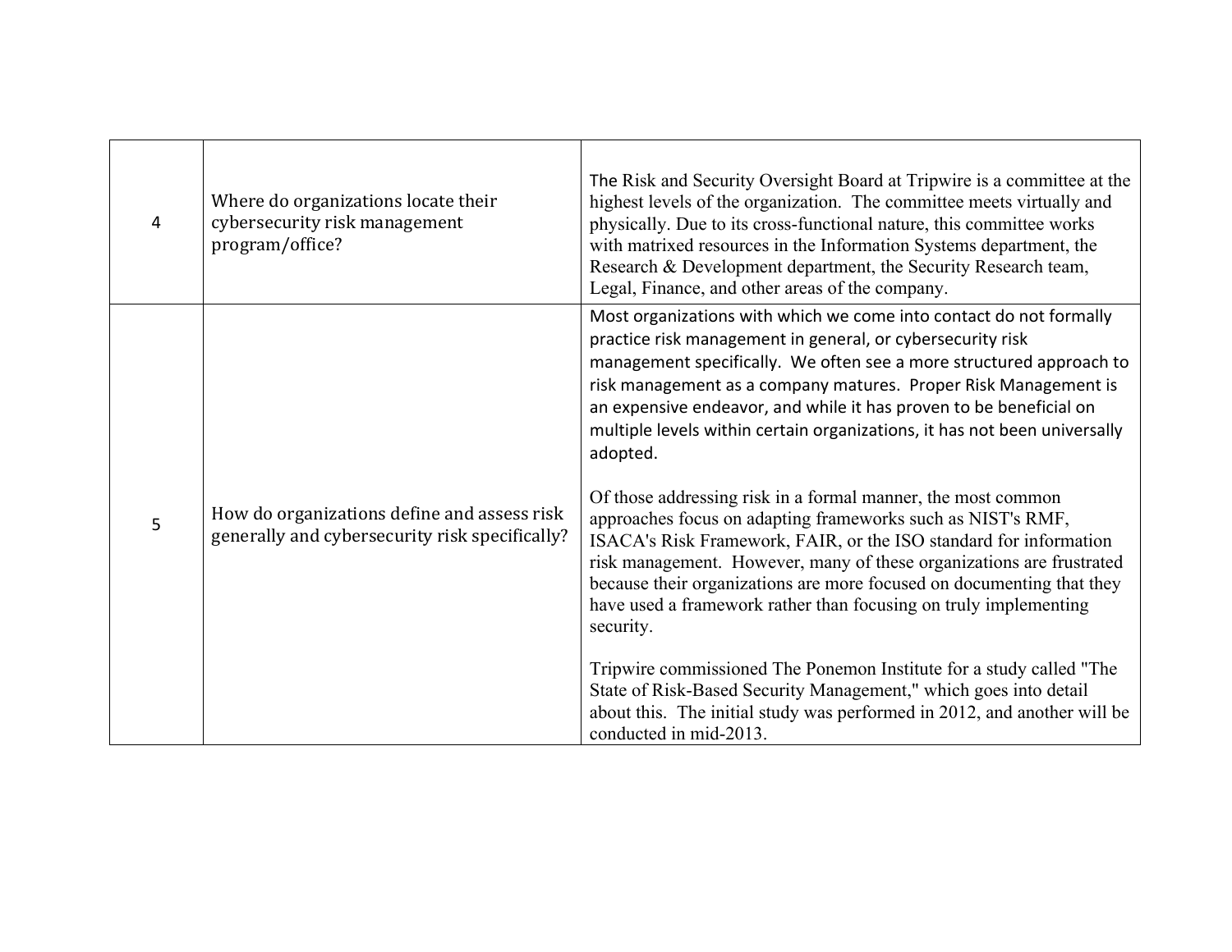| | | |
|---|---|---|
| 4 | Where do organizations locate their cybersecurity risk management program/office? | The Risk and Security Oversight Board at Tripwire is a committee at the highest levels of the organization. The committee meets virtually and physically. Due to its cross-functional nature, this committee works with matrixed resources in the Information Systems department, the Research & Development department, the Security Research team, Legal, Finance, and other areas of the company. |
| 5 | How do organizations define and assess risk generally and cybersecurity risk specifically? | Most organizations with which we come into contact do not formally practice risk management in general, or cybersecurity risk management specifically. We often see a more structured approach to risk management as a company matures. Proper Risk Management is an expensive endeavor, and while it has proven to be beneficial on multiple levels within certain organizations, it has not been universally adopted.<br><br>Of those addressing risk in a formal manner, the most common approaches focus on adapting frameworks such as NIST's RMF, ISACA's Risk Framework, FAIR, or the ISO standard for information risk management. However, many of these organizations are frustrated because their organizations are more focused on documenting that they have used a framework rather than focusing on truly implementing security.<br><br>Tripwire commissioned The Ponemon Institute for a study called "The State of Risk-Based Security Management," which goes into detail about this. The initial study was performed in 2012, and another will be conducted in mid-2013. |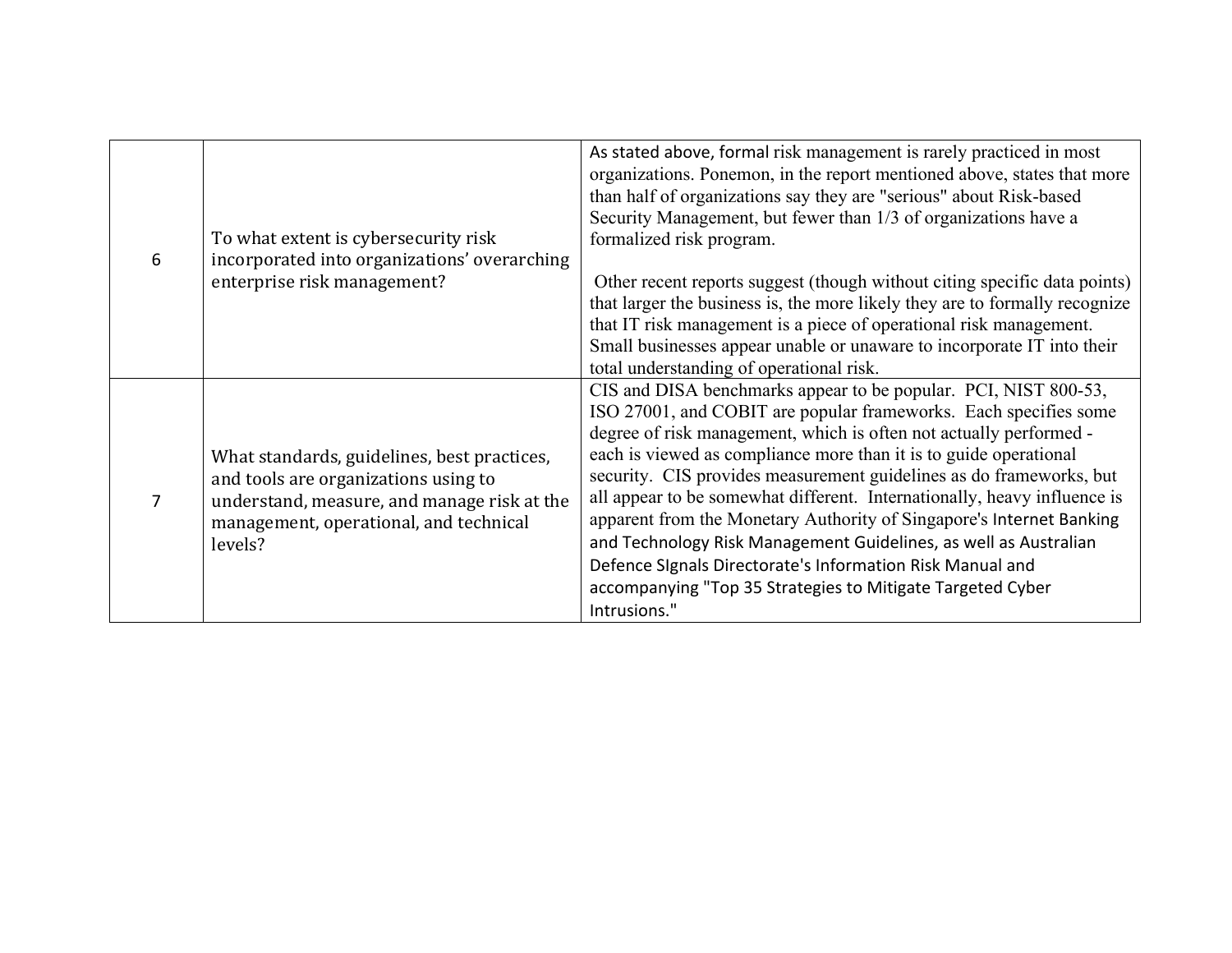| | | |
|---|---|---|
| 6 | To what extent is cybersecurity risk incorporated into organizations' overarching enterprise risk management? | As stated above, formal risk management is rarely practiced in most organizations. Ponemon, in the report mentioned above, states that more than half of organizations say they are "serious" about Risk-based Security Management, but fewer than 1/3 of organizations have a formalized risk program.<br><br>Other recent reports suggest (though without citing specific data points) that larger the business is, the more likely they are to formally recognize that IT risk management is a piece of operational risk management. Small businesses appear unable or unaware to incorporate IT into their total understanding of operational risk. |
| 7 | What standards, guidelines, best practices, and tools are organizations using to understand, measure, and manage risk at the management, operational, and technical levels? | CIS and DISA benchmarks appear to be popular. PCI, NIST 800-53, ISO 27001, and COBIT are popular frameworks. Each specifies some degree of risk management, which is often not actually performed - each is viewed as compliance more than it is to guide operational security. CIS provides measurement guidelines as do frameworks, but all appear to be somewhat different. Internationally, heavy influence is apparent from the Monetary Authority of Singapore's Internet Banking and Technology Risk Management Guidelines, as well as Australian Defence SIgnals Directorate's Information Risk Manual and accompanying "Top 35 Strategies to Mitigate Targeted Cyber Intrusions." |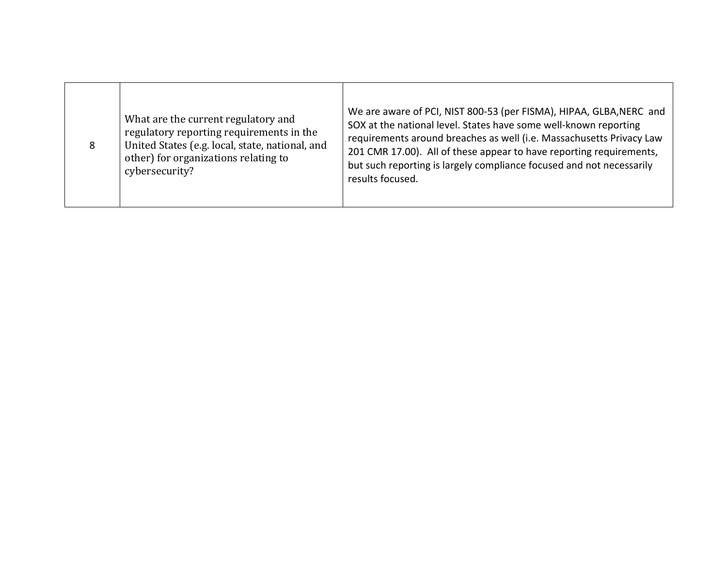| | | |
|---|---|---|
| 8 | What are the current regulatory and regulatory reporting requirements in the United States (e.g. local, state, national, and other) for organizations relating to cybersecurity? | We are aware of PCI, NIST 800-53 (per FISMA), HIPAA, GLBA,NERC and SOX at the national level. States have some well-known reporting requirements around breaches as well (i.e. Massachusetts Privacy Law 201 CMR 17.00). All of these appear to have reporting requirements, but such reporting is largely compliance focused and not necessarily results focused. |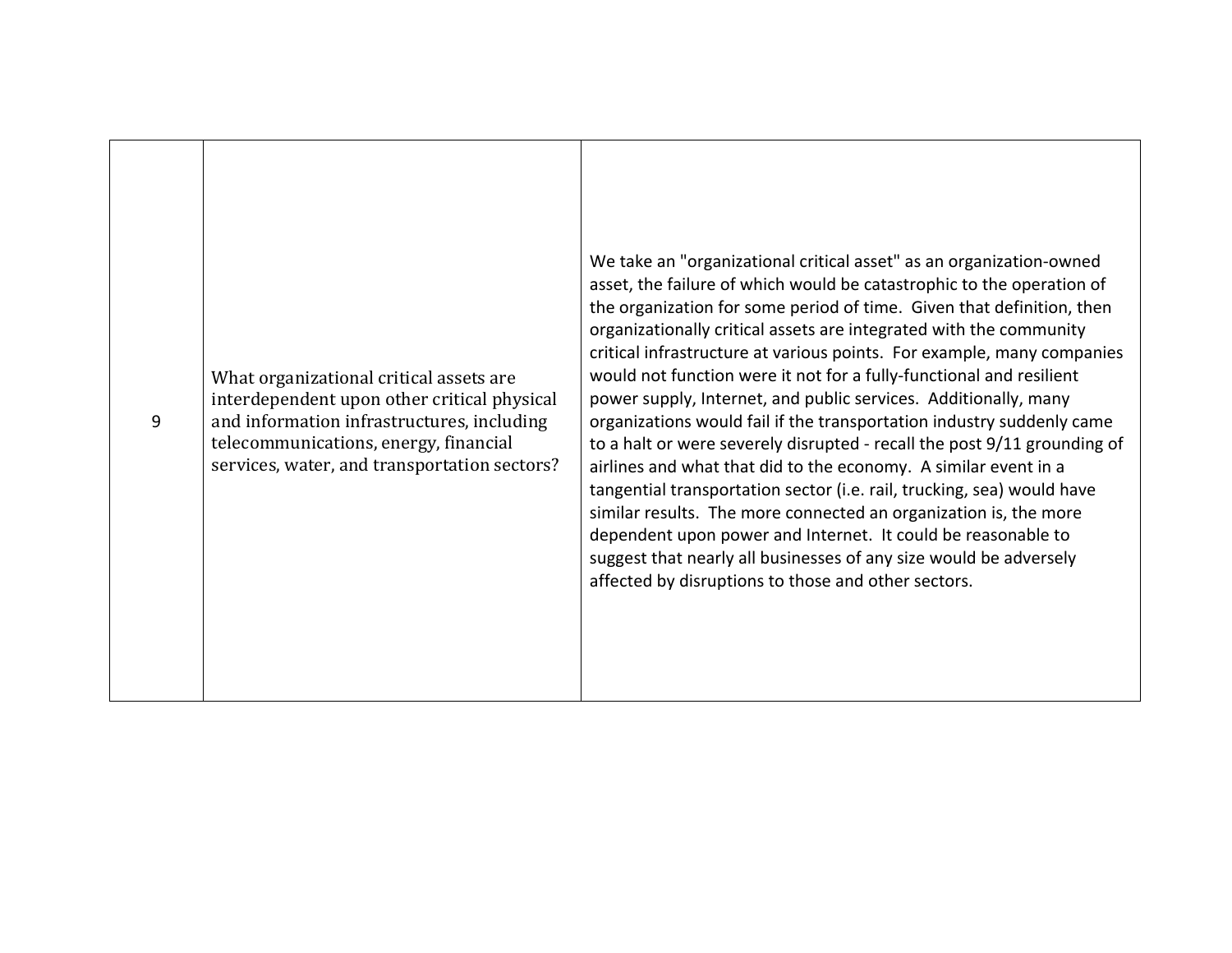| | | |
|---|---|---|
| 9 | What organizational critical assets are interdependent upon other critical physical and information infrastructures, including telecommunications, energy, financial services, water, and transportation sectors? | We take an "organizational critical asset" as an organization-owned asset, the failure of which would be catastrophic to the operation of the organization for some period of time. Given that definition, then organizationally critical assets are integrated with the community critical infrastructure at various points. For example, many companies would not function were it not for a fully-functional and resilient power supply, Internet, and public services. Additionally, many organizations would fail if the transportation industry suddenly came to a halt or were severely disrupted - recall the post 9/11 grounding of airlines and what that did to the economy. A similar event in a tangential transportation sector (i.e. rail, trucking, sea) would have similar results. The more connected an organization is, the more dependent upon power and Internet. It could be reasonable to suggest that nearly all businesses of any size would be adversely affected by disruptions to those and other sectors. |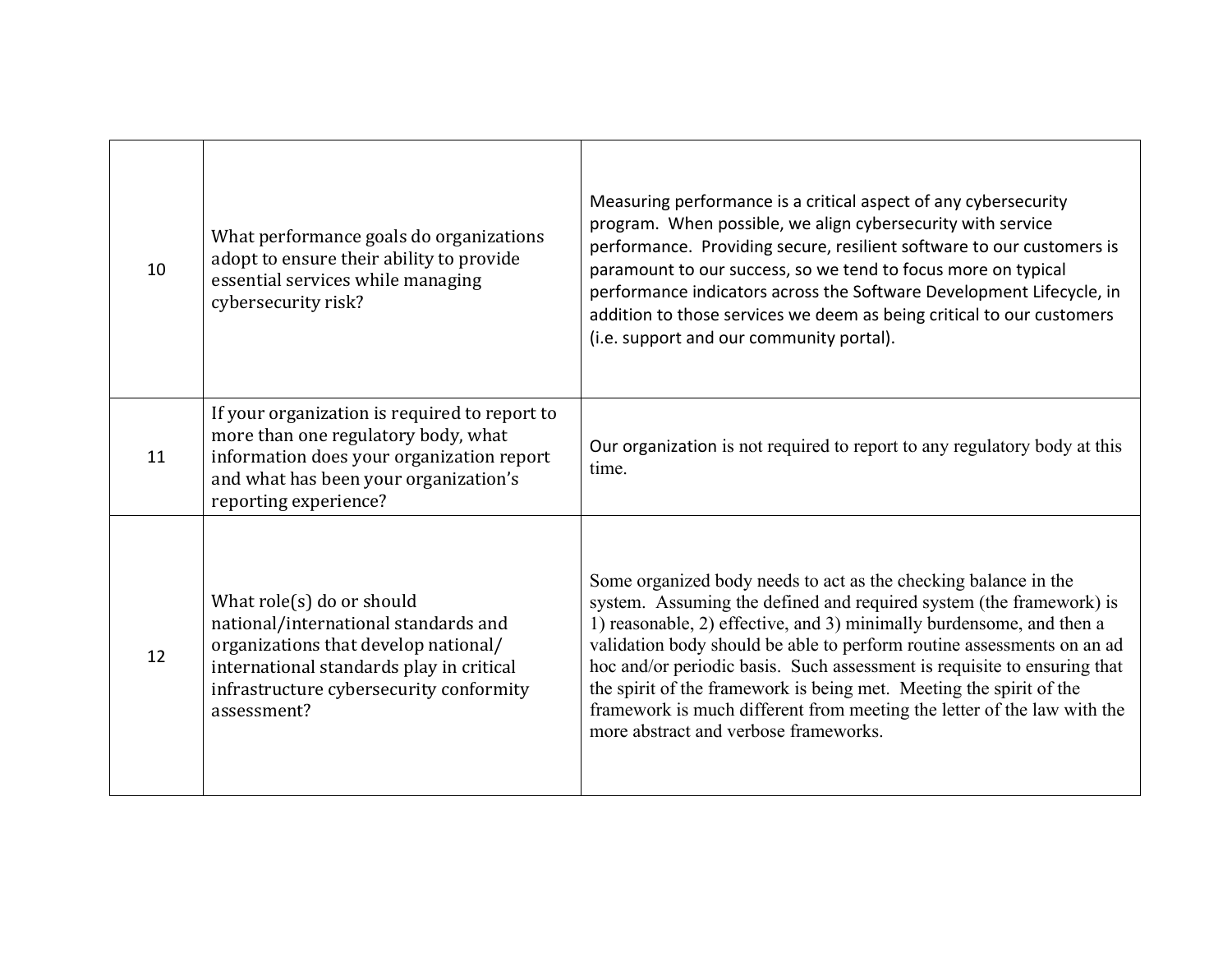| | | |
|---|---|---|
| 10 | What performance goals do organizations adopt to ensure their ability to provide essential services while managing cybersecurity risk? | Measuring performance is a critical aspect of any cybersecurity program. When possible, we align cybersecurity with service performance. Providing secure, resilient software to our customers is paramount to our success, so we tend to focus more on typical performance indicators across the Software Development Lifecycle, in addition to those services we deem as being critical to our customers (i.e. support and our community portal). |
| 11 | If your organization is required to report to more than one regulatory body, what information does your organization report and what has been your organization's reporting experience? | Our organization is not required to report to any regulatory body at this time. |
| 12 | What role(s) do or should national/international standards and organizations that develop national/ international standards play in critical infrastructure cybersecurity conformity assessment? | Some organized body needs to act as the checking balance in the system. Assuming the defined and required system (the framework) is 1) reasonable, 2) effective, and 3) minimally burdensome, and then a validation body should be able to perform routine assessments on an ad hoc and/or periodic basis. Such assessment is requisite to ensuring that the spirit of the framework is being met. Meeting the spirit of the framework is much different from meeting the letter of the law with the more abstract and verbose frameworks. |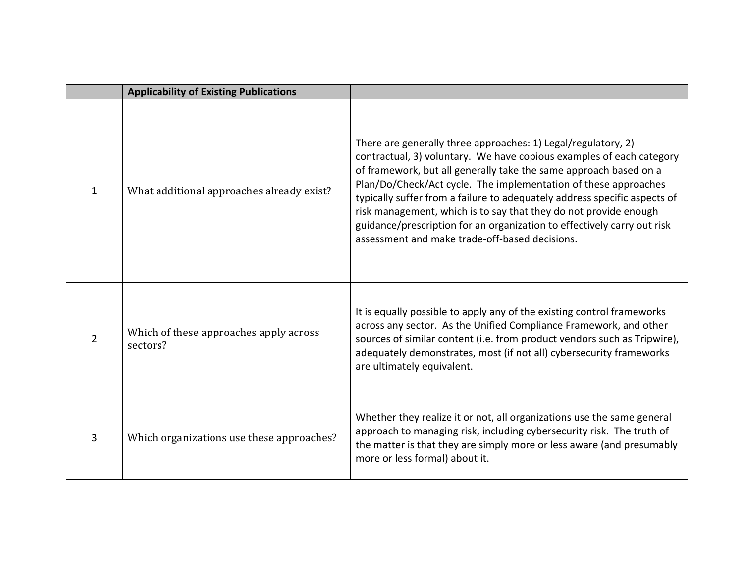| | **Applicability of Existing Publications** | |
|---|---|---|
| 1 | What additional approaches already exist? | There are generally three approaches: 1) Legal/regulatory, 2) contractual, 3) voluntary. We have copious examples of each category of framework, but all generally take the same approach based on a Plan/Do/Check/Act cycle. The implementation of these approaches typically suffer from a failure to adequately address specific aspects of risk management, which is to say that they do not provide enough guidance/prescription for an organization to effectively carry out risk assessment and make trade-off-based decisions. |
| 2 | Which of these approaches apply across sectors? | It is equally possible to apply any of the existing control frameworks across any sector. As the Unified Compliance Framework, and other sources of similar content (i.e. from product vendors such as Tripwire), adequately demonstrates, most (if not all) cybersecurity frameworks are ultimately equivalent. |
| 3 | Which organizations use these approaches? | Whether they realize it or not, all organizations use the same general approach to managing risk, including cybersecurity risk. The truth of the matter is that they are simply more or less aware (and presumably more or less formal) about it. |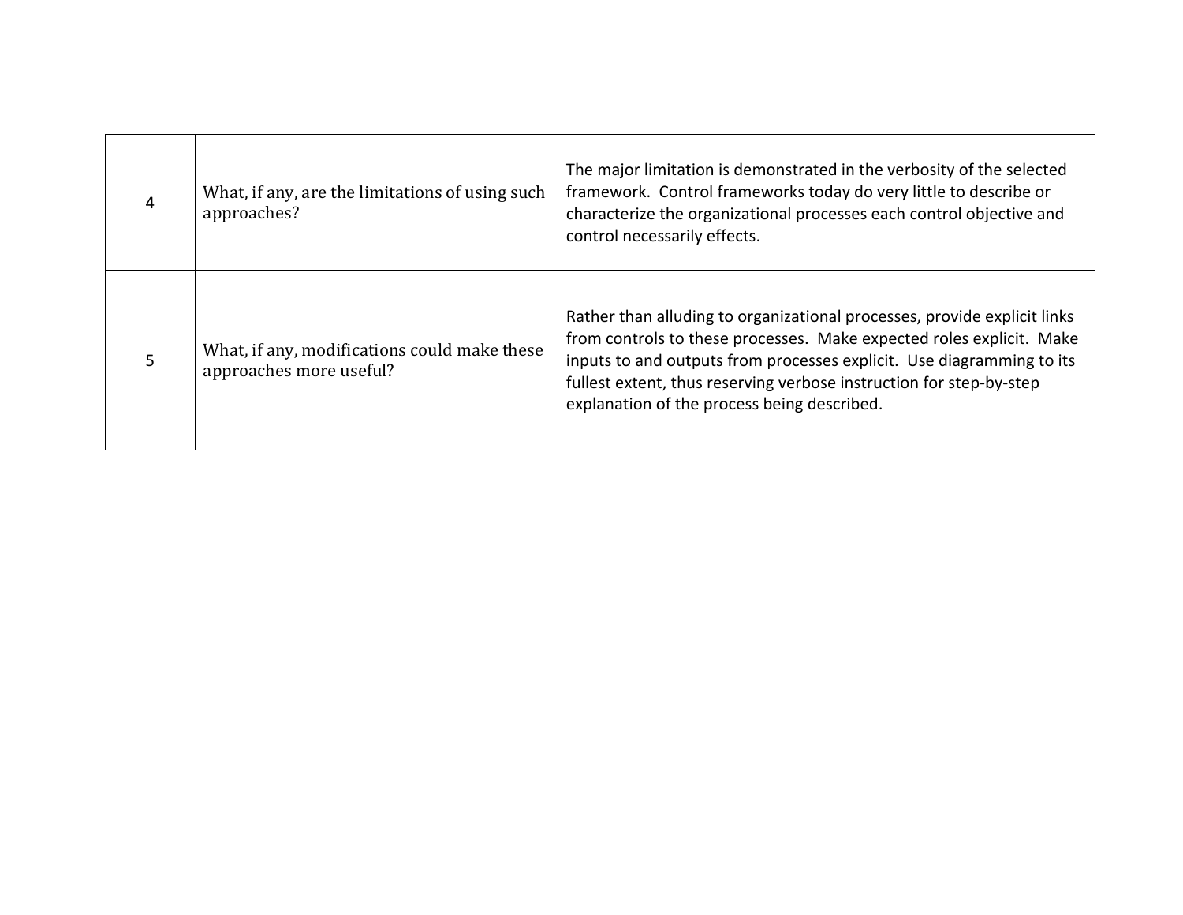| | | |
|---|---|---|
| 4 | What, if any, are the limitations of using such approaches? | The major limitation is demonstrated in the verbosity of the selected framework. Control frameworks today do very little to describe or characterize the organizational processes each control objective and control necessarily effects. |
| 5 | What, if any, modifications could make these approaches more useful? | Rather than alluding to organizational processes, provide explicit links from controls to these processes. Make expected roles explicit. Make inputs to and outputs from processes explicit. Use diagramming to its fullest extent, thus reserving verbose instruction for step-by-step explanation of the process being described. |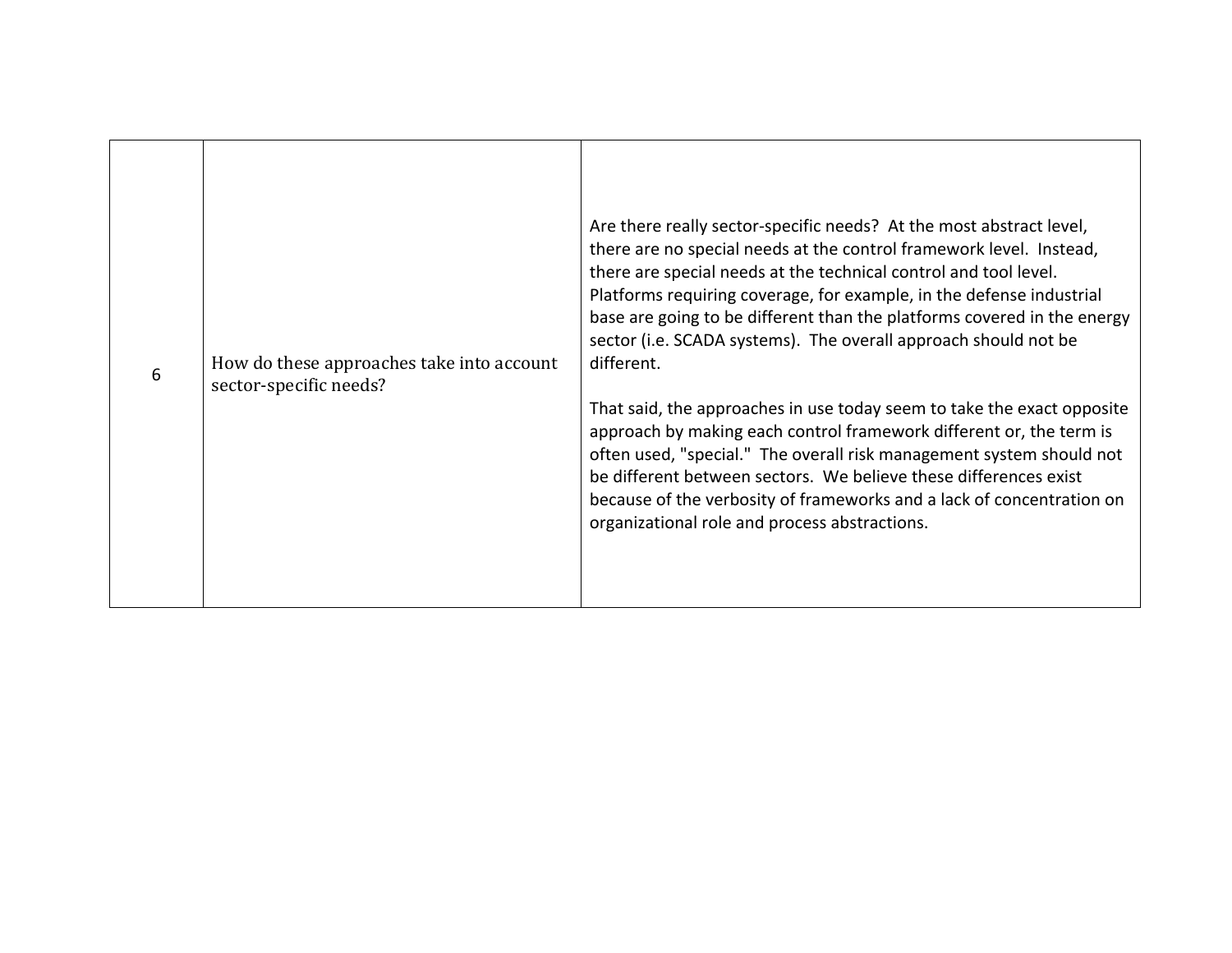| | | |
|---|---|---|
| 6 | How do these approaches take into account sector-specific needs? | Are there really sector-specific needs? At the most abstract level, there are no special needs at the control framework level. Instead, there are special needs at the technical control and tool level. Platforms requiring coverage, for example, in the defense industrial base are going to be different than the platforms covered in the energy sector (i.e. SCADA systems). The overall approach should not be different.<br><br>That said, the approaches in use today seem to take the exact opposite approach by making each control framework different or, the term is often used, "special." The overall risk management system should not be different between sectors. We believe these differences exist because of the verbosity of frameworks and a lack of concentration on organizational role and process abstractions. |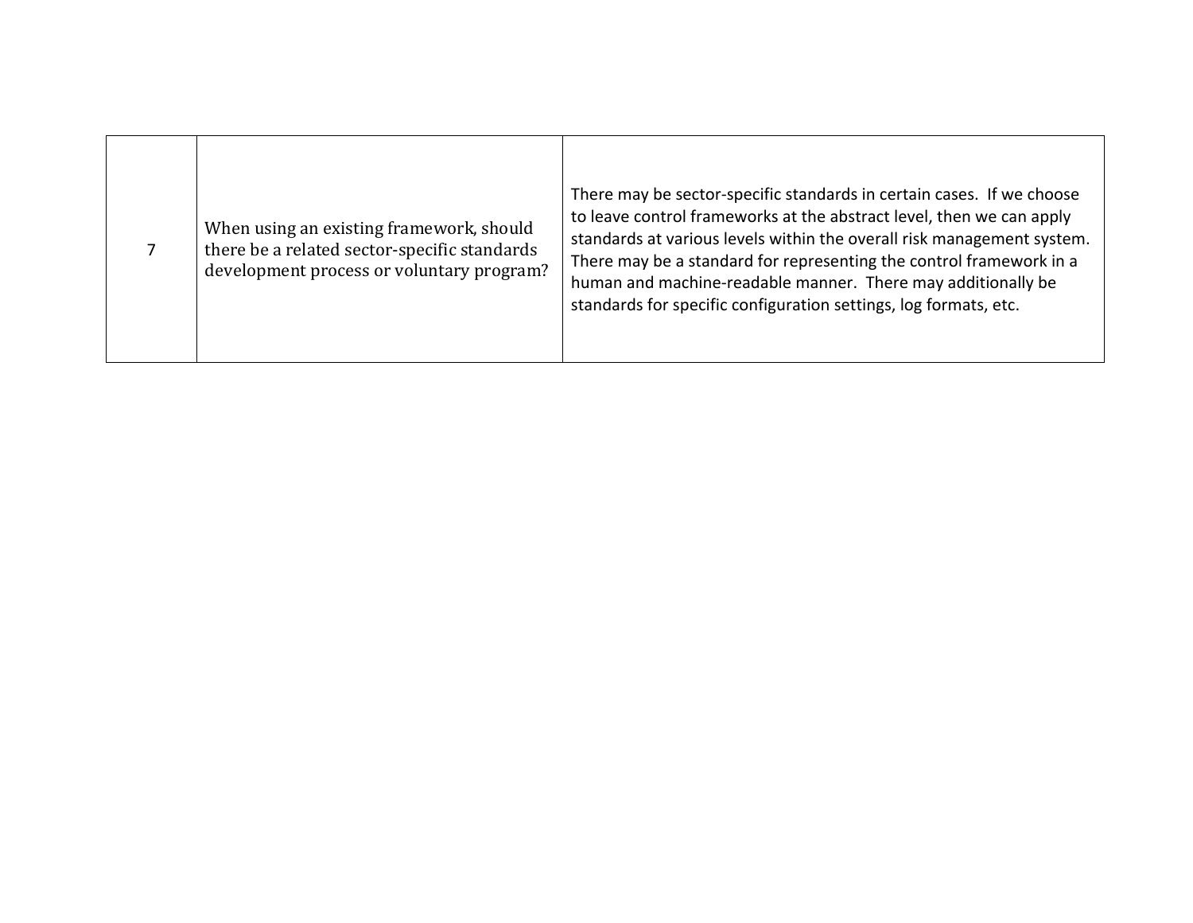| | | |
|---|---|---|
| 7 | When using an existing framework, should there be a related sector-specific standards development process or voluntary program? | There may be sector-specific standards in certain cases. If we choose to leave control frameworks at the abstract level, then we can apply standards at various levels within the overall risk management system. There may be a standard for representing the control framework in a human and machine-readable manner. There may additionally be standards for specific configuration settings, log formats, etc. |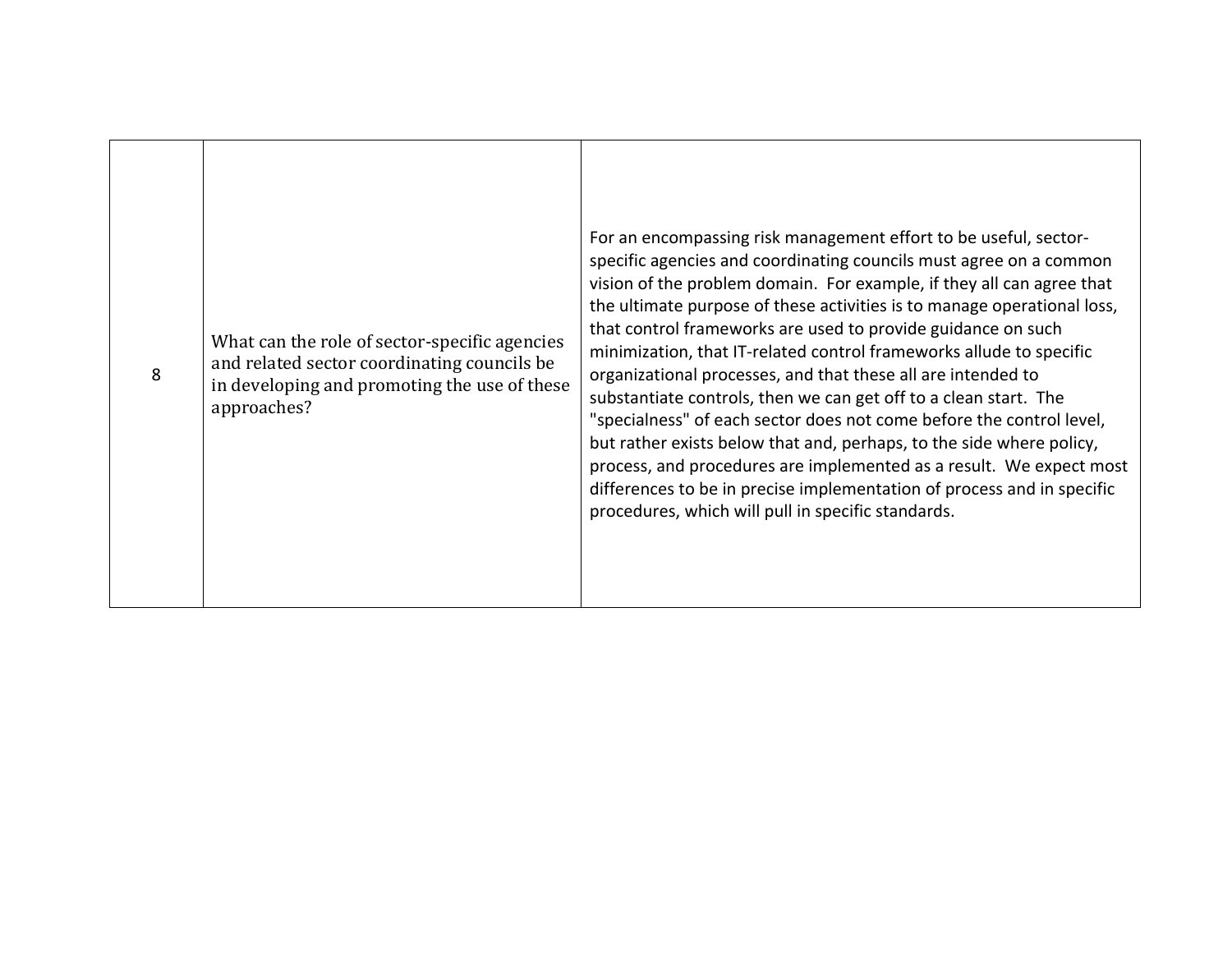| | | |
|---|---|---|
| 8 | What can the role of sector-specific agencies and related sector coordinating councils be in developing and promoting the use of these approaches? | For an encompassing risk management effort to be useful, sector-specific agencies and coordinating councils must agree on a common vision of the problem domain. For example, if they all can agree that the ultimate purpose of these activities is to manage operational loss, that control frameworks are used to provide guidance on such minimization, that IT-related control frameworks allude to specific organizational processes, and that these all are intended to substantiate controls, then we can get off to a clean start. The "specialness" of each sector does not come before the control level, but rather exists below that and, perhaps, to the side where policy, process, and procedures are implemented as a result. We expect most differences to be in precise implementation of process and in specific procedures, which will pull in specific standards. |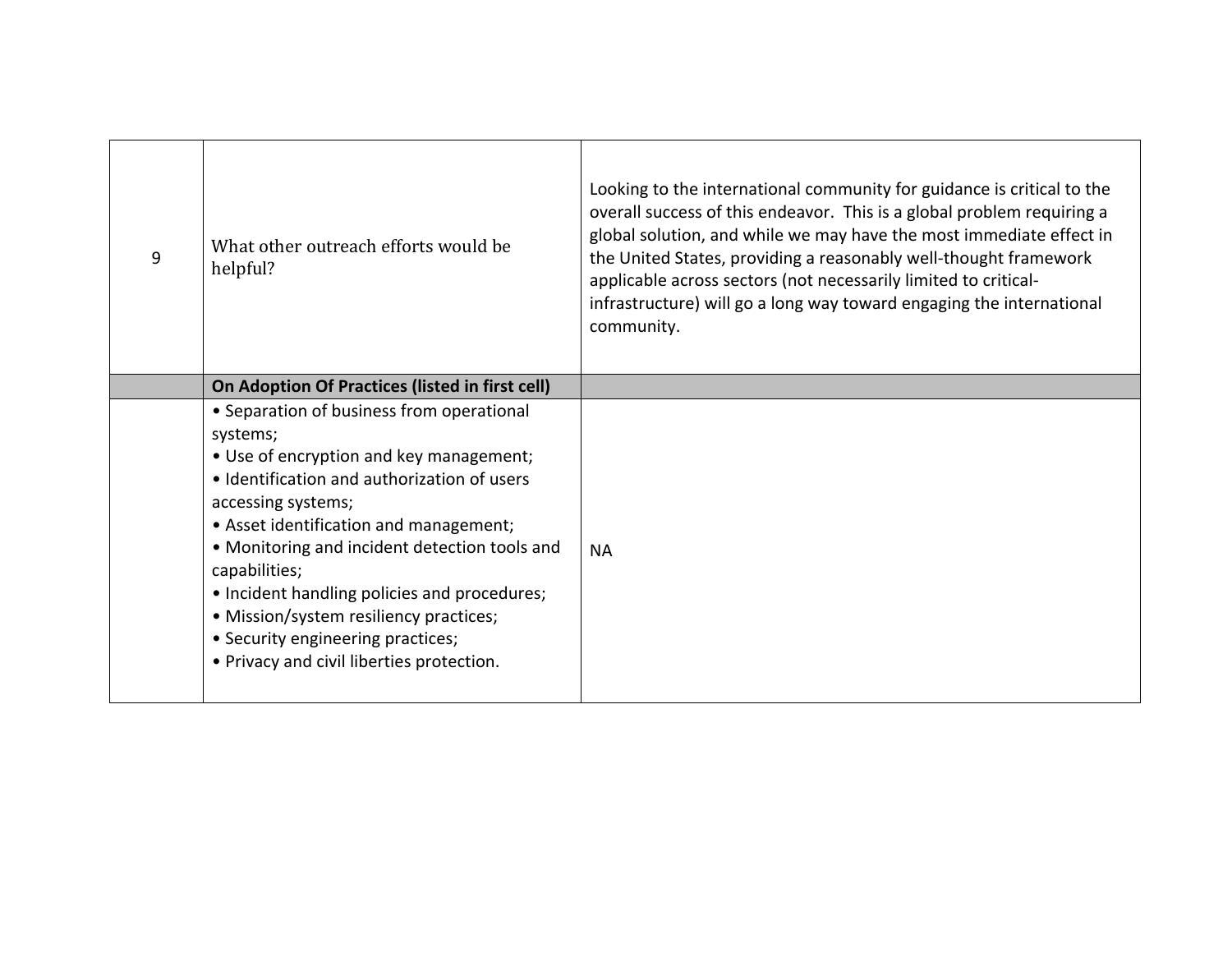| | | |
|---|---|---|
| 9 | What other outreach efforts would be helpful? | Looking to the international community for guidance is critical to the overall success of this endeavor. This is a global problem requiring a global solution, and while we may have the most immediate effect in the United States, providing a reasonably well-thought framework applicable across sectors (not necessarily limited to critical-infrastructure) will go a long way toward engaging the international community. |
| | **On Adoption Of Practices (listed in first cell)** | |
| | • Separation of business from operational systems;<br>• Use of encryption and key management;<br>• Identification and authorization of users accessing systems;<br>• Asset identification and management;<br>• Monitoring and incident detection tools and capabilities;<br>• Incident handling policies and procedures;<br>• Mission/system resiliency practices;<br>• Security engineering practices;<br>• Privacy and civil liberties protection. | NA |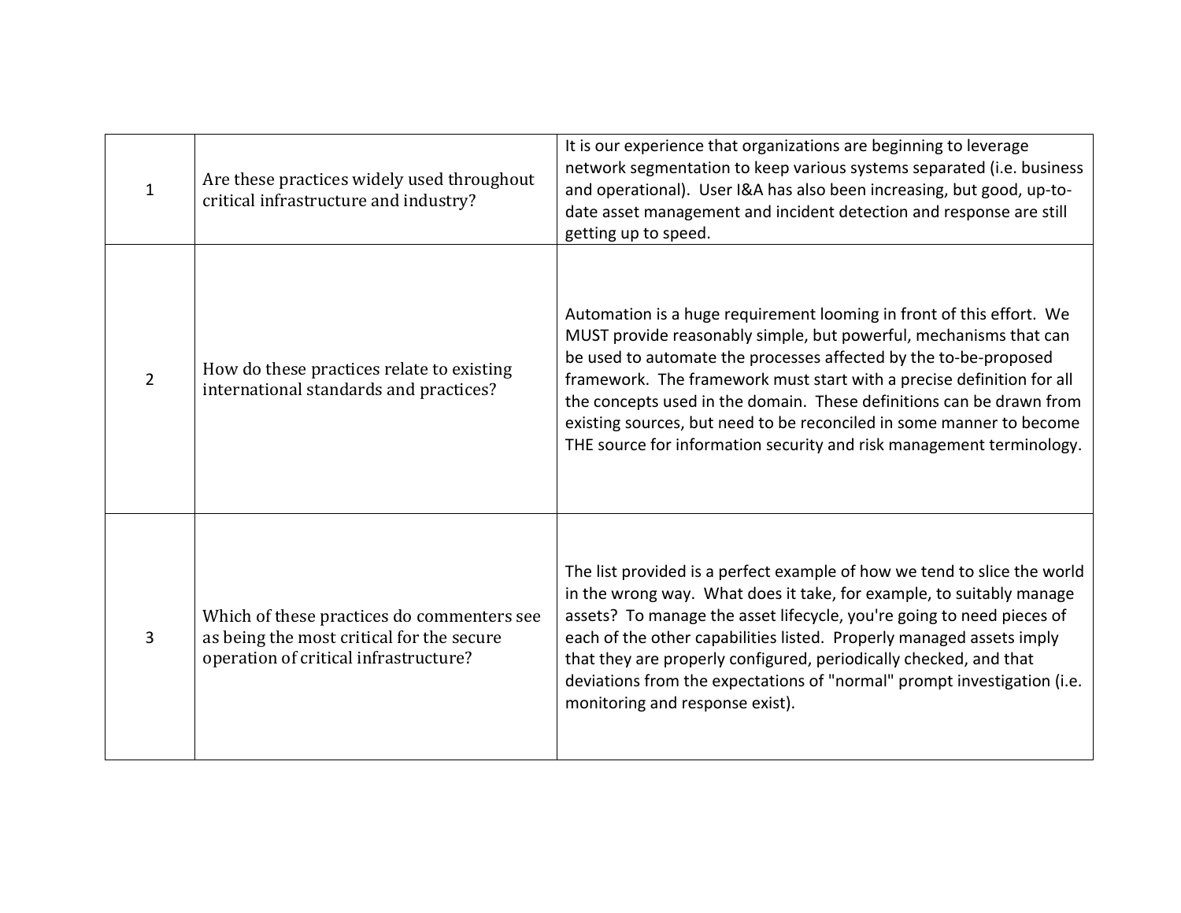| | | |
|---|---|---|
| 1 | Are these practices widely used throughout critical infrastructure and industry? | It is our experience that organizations are beginning to leverage network segmentation to keep various systems separated (i.e. business and operational). User I&A has also been increasing, but good, up-to-date asset management and incident detection and response are still getting up to speed. |
| 2 | How do these practices relate to existing international standards and practices? | Automation is a huge requirement looming in front of this effort. We MUST provide reasonably simple, but powerful, mechanisms that can be used to automate the processes affected by the to-be-proposed framework. The framework must start with a precise definition for all the concepts used in the domain. These definitions can be drawn from existing sources, but need to be reconciled in some manner to become THE source for information security and risk management terminology. |
| 3 | Which of these practices do commenters see as being the most critical for the secure operation of critical infrastructure? | The list provided is a perfect example of how we tend to slice the world in the wrong way. What does it take, for example, to suitably manage assets? To manage the asset lifecycle, you're going to need pieces of each of the other capabilities listed. Properly managed assets imply that they are properly configured, periodically checked, and that deviations from the expectations of "normal" prompt investigation (i.e. monitoring and response exist). |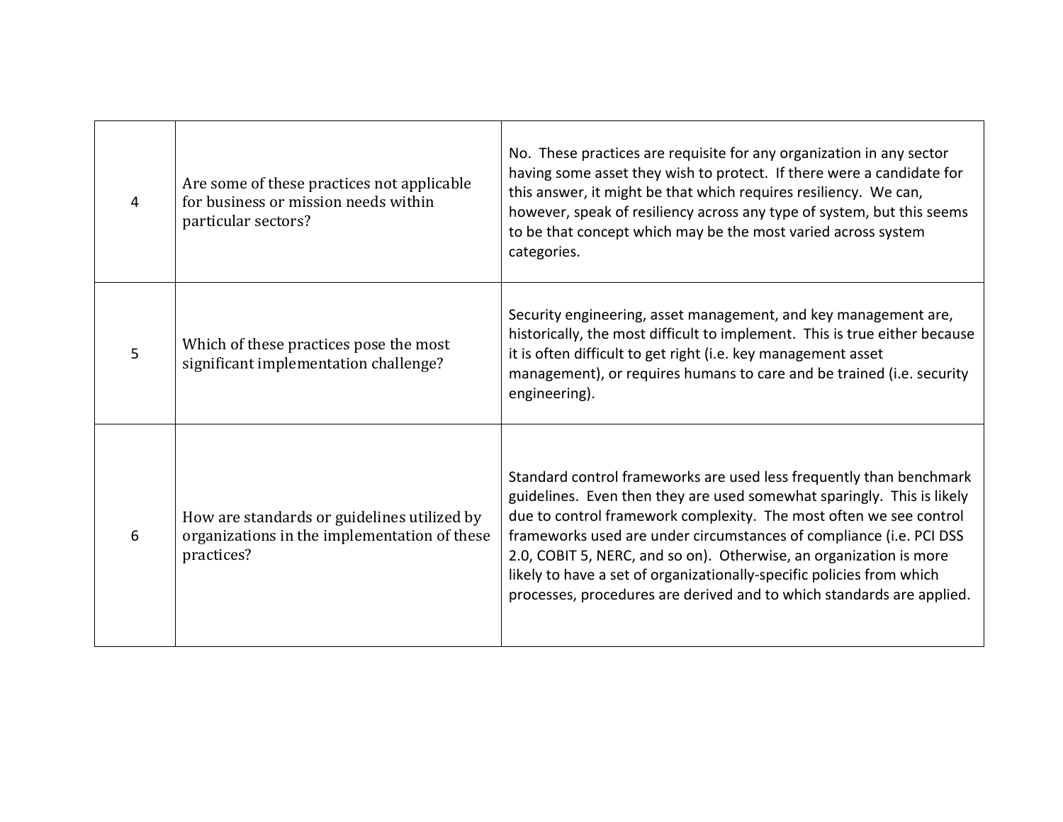| | | |
|---|---|---|
| 4 | Are some of these practices not applicable for business or mission needs within particular sectors? | No. These practices are requisite for any organization in any sector having some asset they wish to protect. If there were a candidate for this answer, it might be that which requires resiliency. We can, however, speak of resiliency across any type of system, but this seems to be that concept which may be the most varied across system categories. |
| 5 | Which of these practices pose the most significant implementation challenge? | Security engineering, asset management, and key management are, historically, the most difficult to implement. This is true either because it is often difficult to get right (i.e. key management asset management), or requires humans to care and be trained (i.e. security engineering). |
| 6 | How are standards or guidelines utilized by organizations in the implementation of these practices? | Standard control frameworks are used less frequently than benchmark guidelines. Even then they are used somewhat sparingly. This is likely due to control framework complexity. The most often we see control frameworks used are under circumstances of compliance (i.e. PCI DSS 2.0, COBIT 5, NERC, and so on). Otherwise, an organization is more likely to have a set of organizationally-specific policies from which processes, procedures are derived and to which standards are applied. |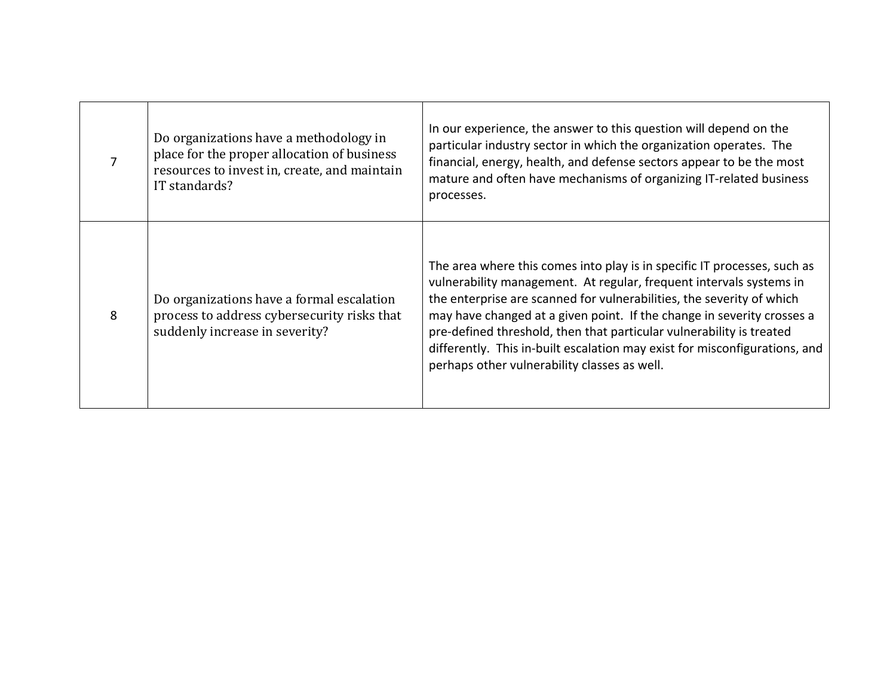| | | |
|---|---|---|
| 7 | Do organizations have a methodology in place for the proper allocation of business resources to invest in, create, and maintain IT standards? | In our experience, the answer to this question will depend on the particular industry sector in which the organization operates. The financial, energy, health, and defense sectors appear to be the most mature and often have mechanisms of organizing IT-related business processes. |
| 8 | Do organizations have a formal escalation process to address cybersecurity risks that suddenly increase in severity? | The area where this comes into play is in specific IT processes, such as vulnerability management. At regular, frequent intervals systems in the enterprise are scanned for vulnerabilities, the severity of which may have changed at a given point. If the change in severity crosses a pre-defined threshold, then that particular vulnerability is treated differently. This in-built escalation may exist for misconfigurations, and perhaps other vulnerability classes as well. |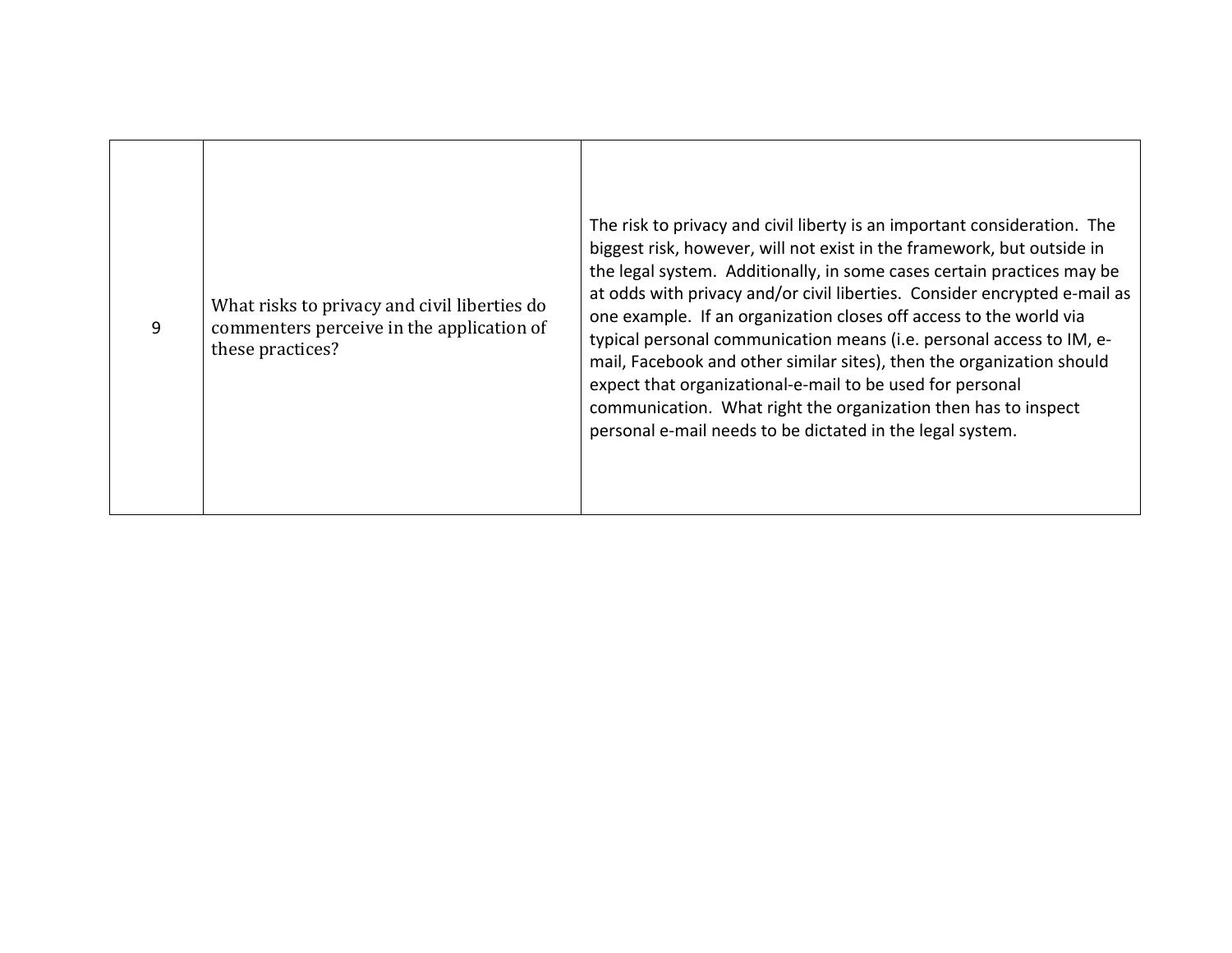| 9 | What risks to privacy and civil liberties do commenters perceive in the application of these practices? | The risk to privacy and civil liberty is an important consideration. The biggest risk, however, will not exist in the framework, but outside in the legal system. Additionally, in some cases certain practices may be at odds with privacy and/or civil liberties. Consider encrypted e-mail as one example. If an organization closes off access to the world via typical personal communication means (i.e. personal access to IM, e-mail, Facebook and other similar sites), then the organization should expect that organizational-e-mail to be used for personal communication. What right the organization then has to inspect personal e-mail needs to be dictated in the legal system. |
|---|---|---|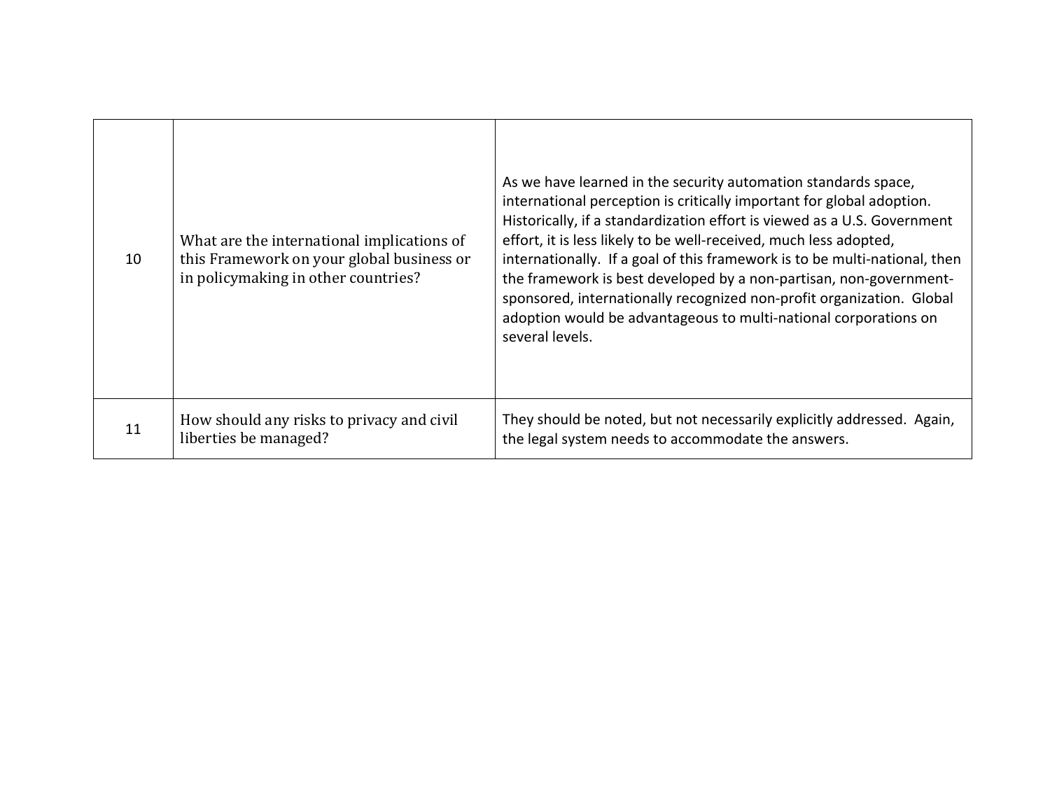| | | |
|---|---|---|
| 10 | What are the international implications of this Framework on your global business or in policymaking in other countries? | As we have learned in the security automation standards space, international perception is critically important for global adoption. Historically, if a standardization effort is viewed as a U.S. Government effort, it is less likely to be well-received, much less adopted, internationally. If a goal of this framework is to be multi-national, then the framework is best developed by a non-partisan, non-government-sponsored, internationally recognized non-profit organization. Global adoption would be advantageous to multi-national corporations on several levels. |
| 11 | How should any risks to privacy and civil liberties be managed? | They should be noted, but not necessarily explicitly addressed. Again, the legal system needs to accommodate the answers. |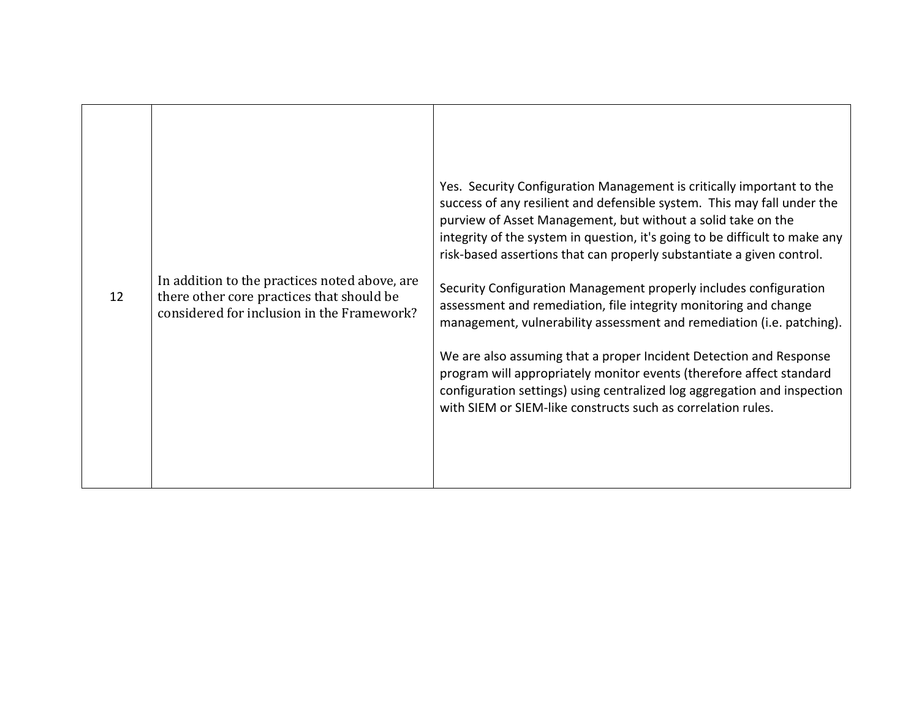| | | |
|---|---|---|
| 12 | In addition to the practices noted above, are there other core practices that should be considered for inclusion in the Framework? | Yes. Security Configuration Management is critically important to the success of any resilient and defensible system. This may fall under the purview of Asset Management, but without a solid take on the integrity of the system in question, it's going to be difficult to make any risk-based assertions that can properly substantiate a given control.<br><br>Security Configuration Management properly includes configuration assessment and remediation, file integrity monitoring and change management, vulnerability assessment and remediation (i.e. patching).<br><br>We are also assuming that a proper Incident Detection and Response program will appropriately monitor events (therefore affect standard configuration settings) using centralized log aggregation and inspection with SIEM or SIEM-like constructs such as correlation rules. |